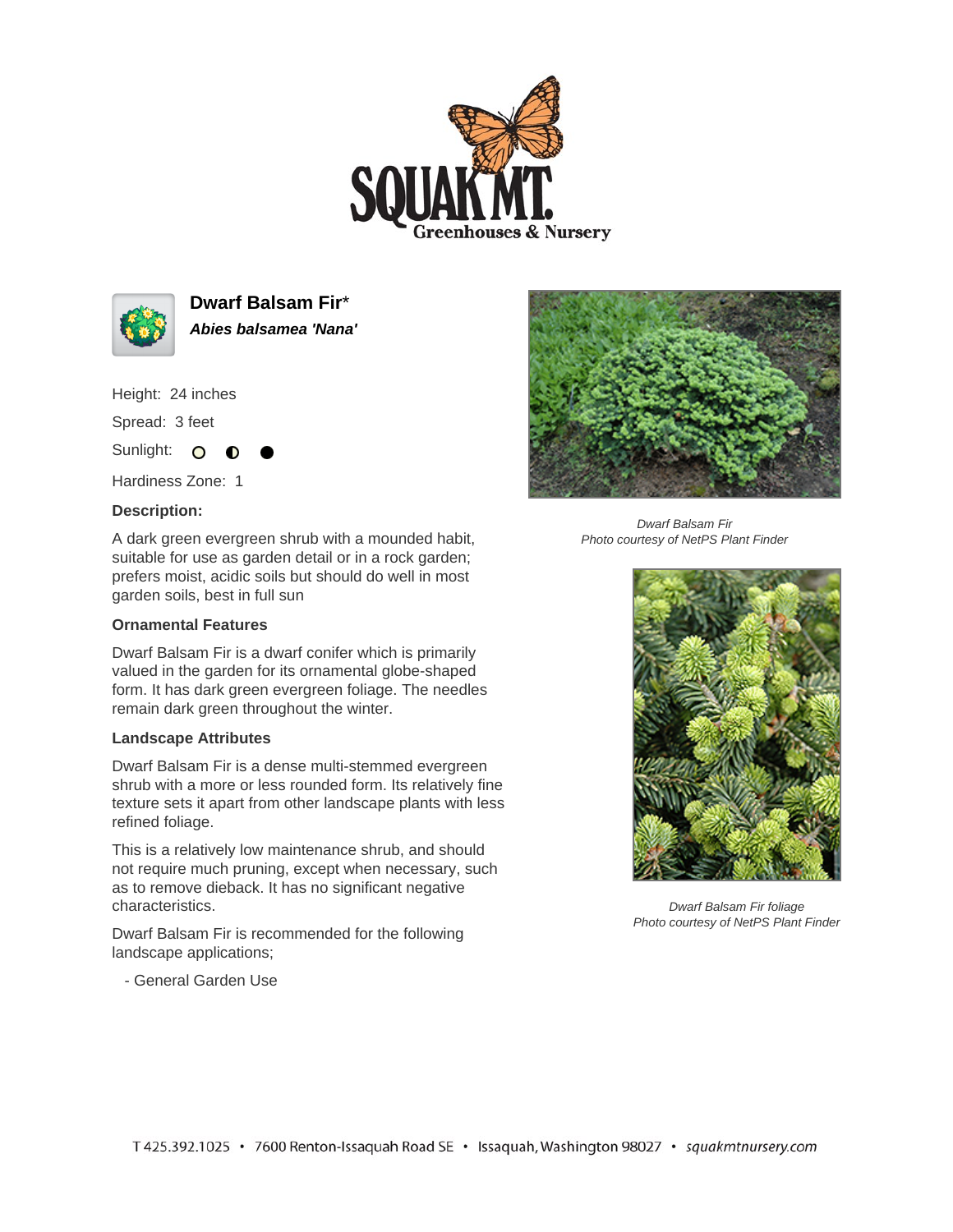# Dwarf Balsam Fir*

***Abies balsamea 'Nana'***

Height: 24 inches

Spread: 3 feet

Sunlight: ○ ◐ ●

Hardiness Zone: 1

**Description:**

A dark green evergreen shrub with a mounded habit, suitable for use as garden detail or in a rock garden; prefers moist, acidic soils but should do well in most garden soils, best in full sun

**Ornamental Features**

Dwarf Balsam Fir is a dwarf conifer which is primarily valued in the garden for its ornamental globe-shaped form. It has dark green evergreen foliage. The needles remain dark green throughout the winter.

**Landscape Attributes**

Dwarf Balsam Fir is a dense multi-stemmed evergreen shrub with a more or less rounded form. Its relatively fine texture sets it apart from other landscape plants with less refined foliage.

This is a relatively low maintenance shrub, and should not require much pruning, except when necessary, such as to remove dieback. It has no significant negative characteristics.

Dwarf Balsam Fir is recommended for the following landscape applications;

- General Garden Use

*Dwarf Balsam Fir*
*Photo courtesy of NetPS Plant Finder*

*Dwarf Balsam Fir foliage*
*Photo courtesy of NetPS Plant Finder*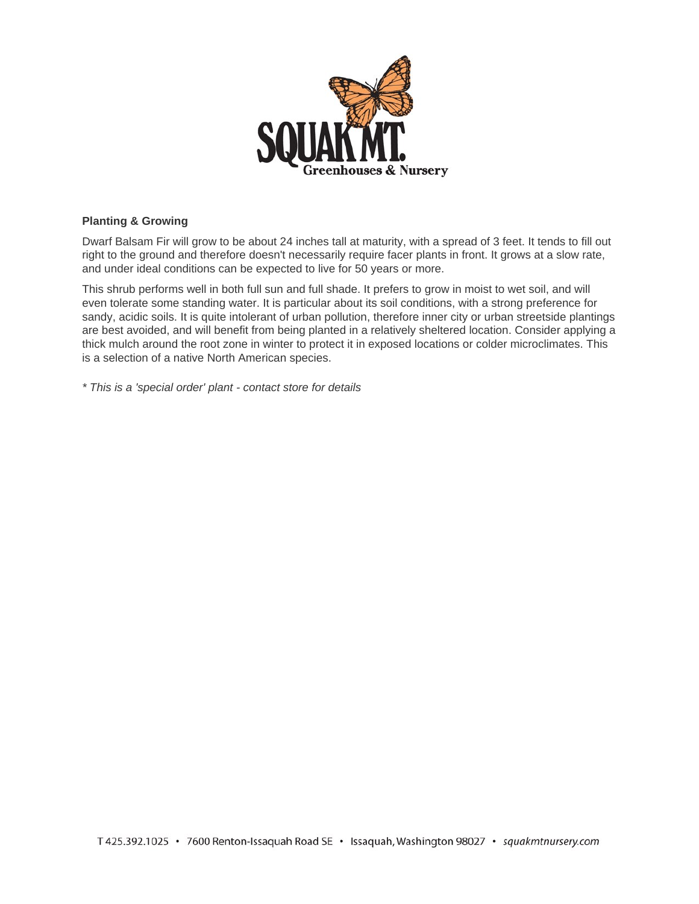**Planting & Growing**

Dwarf Balsam Fir will grow to be about 24 inches tall at maturity, with a spread of 3 feet. It tends to fill out right to the ground and therefore doesn't necessarily require facer plants in front. It grows at a slow rate, and under ideal conditions can be expected to live for 50 years or more.

This shrub performs well in both full sun and full shade. It prefers to grow in moist to wet soil, and will even tolerate some standing water. It is particular about its soil conditions, with a strong preference for sandy, acidic soils. It is quite intolerant of urban pollution, therefore inner city or urban streetside plantings are best avoided, and will benefit from being planted in a relatively sheltered location. Consider applying a thick mulch around the root zone in winter to protect it in exposed locations or colder microclimates. This is a selection of a native North American species.

*\* This is a 'special order' plant - contact store for details*